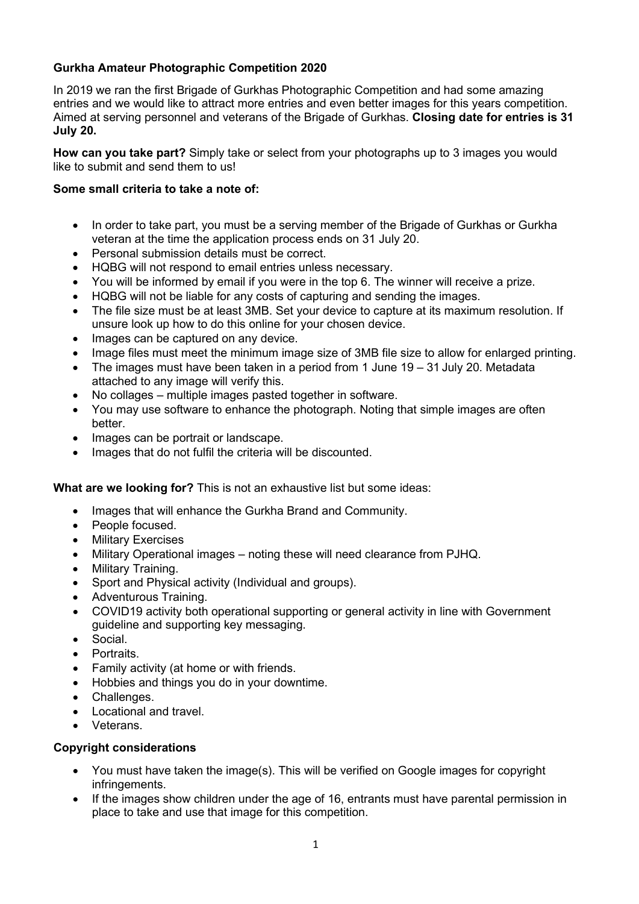**Gurkha Amateur Photographic Competition 2020**

In 2019 we ran the first Brigade of Gurkhas Photographic Competition and had some amazing entries and we would like to attract more entries and even better images for this years competition. Aimed at serving personnel and veterans of the Brigade of Gurkhas. **Closing date for entries is 31 July 20.**

**How can you take part?** Simply take or select from your photographs up to 3 images you would like to submit and send them to us!

**Some small criteria to take a note of:**

- In order to take part, you must be a serving member of the Brigade of Gurkhas or Gurkha veteran at the time the application process ends on 31 July 20.
- Personal submission details must be correct.
- HQBG will not respond to email entries unless necessary.
- You will be informed by email if you were in the top 6. The winner will receive a prize.
- HQBG will not be liable for any costs of capturing and sending the images.
- The file size must be at least 3MB. Set your device to capture at its maximum resolution. If unsure look up how to do this online for your chosen device.
- Images can be captured on any device.
- Image files must meet the minimum image size of 3MB file size to allow for enlarged printing.
- The images must have been taken in a period from 1 June 19 – 31 July 20. Metadata attached to any image will verify this.
- No collages – multiple images pasted together in software.
- You may use software to enhance the photograph. Noting that simple images are often better.
- Images can be portrait or landscape.
- Images that do not fulfil the criteria will be discounted.

**What are we looking for?** This is not an exhaustive list but some ideas:

- Images that will enhance the Gurkha Brand and Community.
- People focused.
- Military Exercises
- Military Operational images – noting these will need clearance from PJHQ.
- Military Training.
- Sport and Physical activity (Individual and groups).
- Adventurous Training.
- COVID19 activity both operational supporting or general activity in line with Government guideline and supporting key messaging.
- Social.
- Portraits.
- Family activity (at home or with friends.
- Hobbies and things you do in your downtime.
- Challenges.
- Locational and travel.
- Veterans.

**Copyright considerations**

- You must have taken the image(s). This will be verified on Google images for copyright infringements.
- If the images show children under the age of 16, entrants must have parental permission in place to take and use that image for this competition.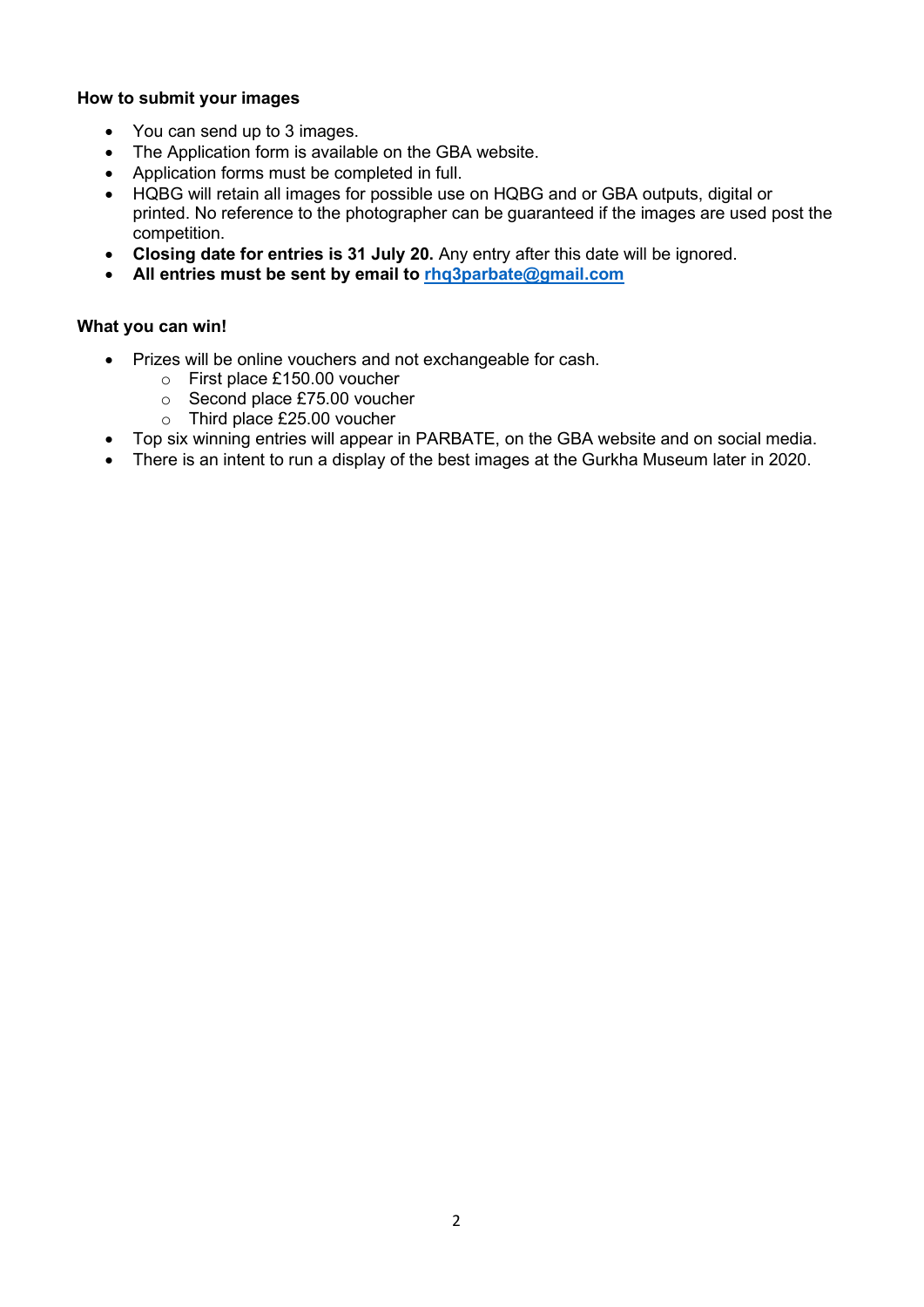**How to submit your images**

- You can send up to 3 images.
- The Application form is available on the GBA website.
- Application forms must be completed in full.
- HQBG will retain all images for possible use on HQBG and or GBA outputs, digital or printed. No reference to the photographer can be guaranteed if the images are used post the competition.
- **Closing date for entries is 31 July 20.** Any entry after this date will be ignored.
- **All entries must be sent by email to [rhq3parbate@gmail.com](mailto:rhq3parbate@gmail.com)**

**What you can win!**

- Prizes will be online vouchers and not exchangeable for cash.
  - First place £150.00 voucher
  - Second place £75.00 voucher
  - Third place £25.00 voucher
- Top six winning entries will appear in PARBATE, on the GBA website and on social media.
- There is an intent to run a display of the best images at the Gurkha Museum later in 2020.